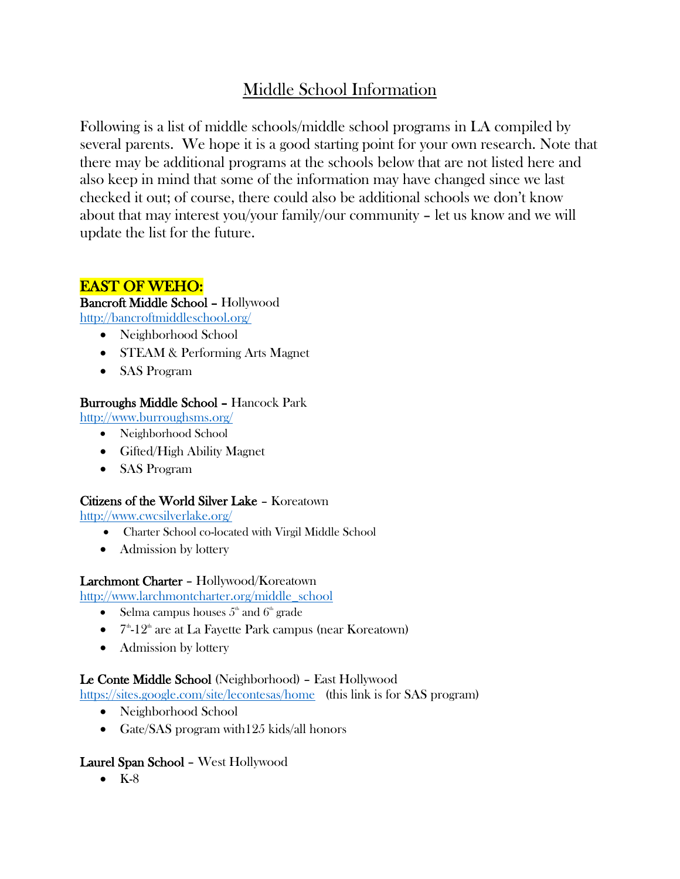# Middle School Information

Following is a list of middle schools/middle school programs in LA compiled by several parents. We hope it is a good starting point for your own research. Note that there may be additional programs at the schools below that are not listed here and also keep in mind that some of the information may have changed since we last checked it out; of course, there could also be additional schools we don't know about that may interest you/your family/our community – let us know and we will update the list for the future.

## EAST OF WEHO:

**Bancroft Middle School** – Hollywood
http://bancroftmiddleschool.org/

- Neighborhood School
- STEAM & Performing Arts Magnet
- SAS Program

**Burroughs Middle School** – Hancock Park
http://www.burroughsms.org/

- Neighborhood School
- Gifted/High Ability Magnet
- SAS Program

**Citizens of the World Silver Lake** – Koreatown
http://www.cwcsilverlake.org/

- Charter School co-located with Virgil Middle School
- Admission by lottery

**Larchmont Charter** – Hollywood/Koreatown
http://www.larchmontcharter.org/middle_school

- Selma campus houses 5th and 6th grade
- 7th-12th are at La Fayette Park campus (near Koreatown)
- Admission by lottery

**Le Conte Middle School** (Neighborhood) – East Hollywood
https://sites.google.com/site/lecontesas/home (this link is for SAS program)

- Neighborhood School
- Gate/SAS program with125 kids/all honors

**Laurel Span School** – West Hollywood

- K-8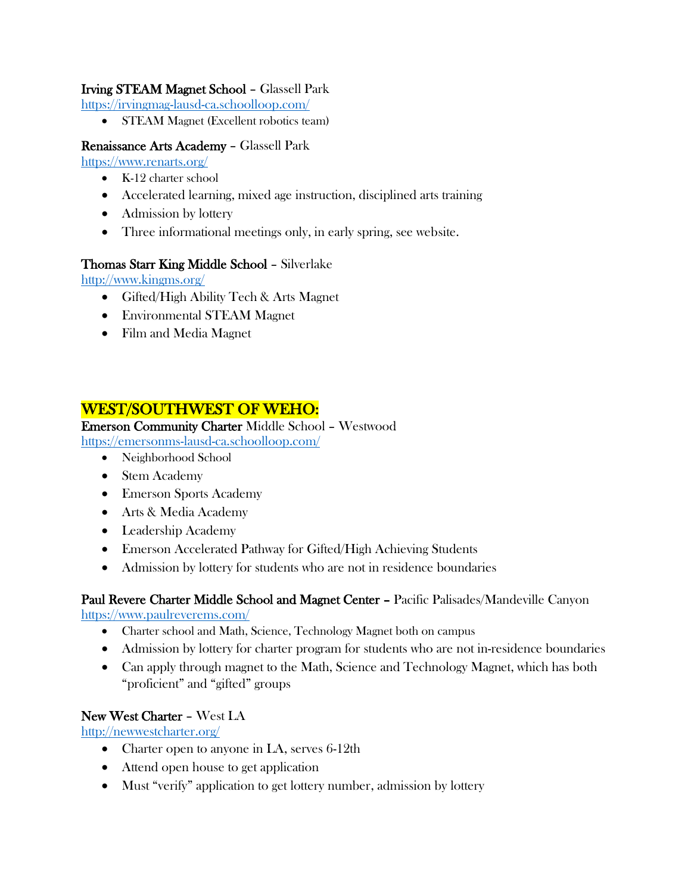**Irving STEAM Magnet School** – Glassell Park
https://irvingmag-lausd-ca.schoolloop.com/

- STEAM Magnet (Excellent robotics team)

**Renaissance Arts Academy** – Glassell Park
https://www.renarts.org/

- K-12 charter school
- Accelerated learning, mixed age instruction, disciplined arts training
- Admission by lottery
- Three informational meetings only, in early spring, see website.

**Thomas Starr King Middle School** – Silverlake
http://www.kingms.org/

- Gifted/High Ability Tech & Arts Magnet
- Environmental STEAM Magnet
- Film and Media Magnet

## WEST/SOUTHWEST OF WEHO:

**Emerson Community Charter** Middle School – Westwood
https://emersonms-lausd-ca.schoolloop.com/

- Neighborhood School
- Stem Academy
- Emerson Sports Academy
- Arts & Media Academy
- Leadership Academy
- Emerson Accelerated Pathway for Gifted/High Achieving Students
- Admission by lottery for students who are not in residence boundaries

**Paul Revere Charter Middle School and Magnet Center –** Pacific Palisades/Mandeville Canyon
https://www.paulreverems.com/

- Charter school and Math, Science, Technology Magnet both on campus
- Admission by lottery for charter program for students who are not in-residence boundaries
- Can apply through magnet to the Math, Science and Technology Magnet, which has both "proficient" and "gifted" groups

**New West Charter** – West LA
http://newwestcharter.org/

- Charter open to anyone in LA, serves 6-12th
- Attend open house to get application
- Must "verify" application to get lottery number, admission by lottery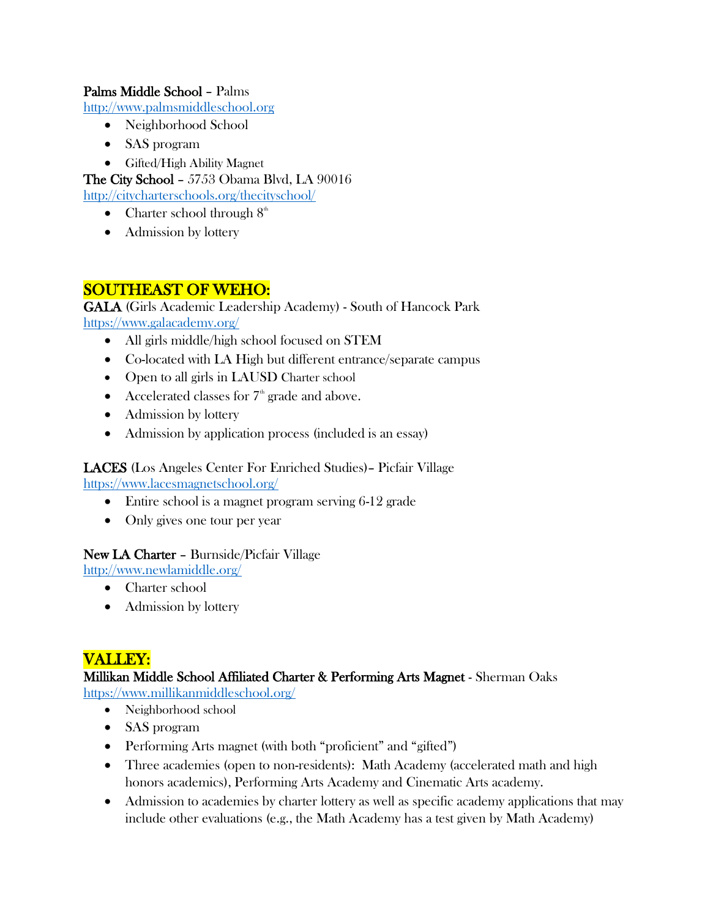**Palms Middle School** – Palms
http://www.palmsmiddleschool.org

- Neighborhood School
- SAS program
- Gifted/High Ability Magnet

**The City School** – 5753 Obama Blvd, LA 90016
http://citycharterschools.org/thecityschool/

- Charter school through 8th
- Admission by lottery

## SOUTHEAST OF WEHO:

**GALA** (Girls Academic Leadership Academy) - South of Hancock Park
https://www.galacademy.org/

- All girls middle/high school focused on STEM
- Co-located with LA High but different entrance/separate campus
- Open to all girls in LAUSD Charter school
- Accelerated classes for 7th grade and above.
- Admission by lottery
- Admission by application process (included is an essay)

**LACES** (Los Angeles Center For Enriched Studies)– Picfair Village
https://www.lacesmagnetschool.org/

- Entire school is a magnet program serving 6-12 grade
- Only gives one tour per year

**New LA Charter** – Burnside/Picfair Village
http://www.newlamiddle.org/

- Charter school
- Admission by lottery

## VALLEY:

**Millikan Middle School Affiliated Charter & Performing Arts Magnet** - Sherman Oaks
https://www.millikanmiddleschool.org/

- Neighborhood school
- SAS program
- Performing Arts magnet (with both "proficient" and "gifted")
- Three academies (open to non-residents): Math Academy (accelerated math and high honors academics), Performing Arts Academy and Cinematic Arts academy.
- Admission to academies by charter lottery as well as specific academy applications that may include other evaluations (e.g., the Math Academy has a test given by Math Academy)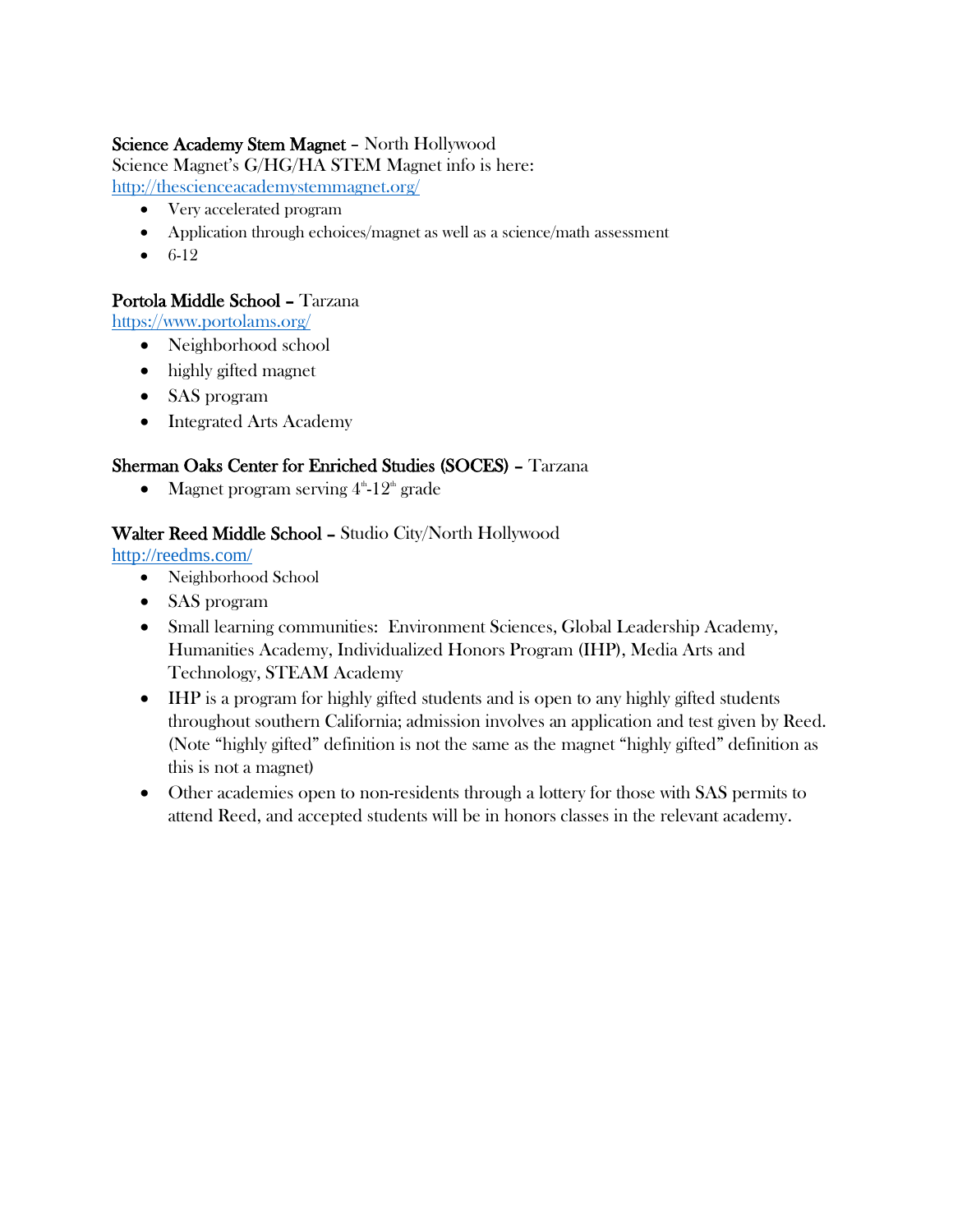**Science Academy Stem Magnet** – North Hollywood
Science Magnet's G/HG/HA STEM Magnet info is here:
http://thescienceacademystemmagnet.org/

- Very accelerated program
- Application through echoices/magnet as well as a science/math assessment
- 6-12

**Portola Middle School** – Tarzana
https://www.portolams.org/

- Neighborhood school
- highly gifted magnet
- SAS program
- Integrated Arts Academy

**Sherman Oaks Center for Enriched Studies (SOCES)** – Tarzana

- Magnet program serving 4th-12th grade

**Walter Reed Middle School** – Studio City/North Hollywood
http://reedms.com/

- Neighborhood School
- SAS program
- Small learning communities: Environment Sciences, Global Leadership Academy, Humanities Academy, Individualized Honors Program (IHP), Media Arts and Technology, STEAM Academy
- IHP is a program for highly gifted students and is open to any highly gifted students throughout southern California; admission involves an application and test given by Reed. (Note "highly gifted" definition is not the same as the magnet "highly gifted" definition as this is not a magnet)
- Other academies open to non-residents through a lottery for those with SAS permits to attend Reed, and accepted students will be in honors classes in the relevant academy.